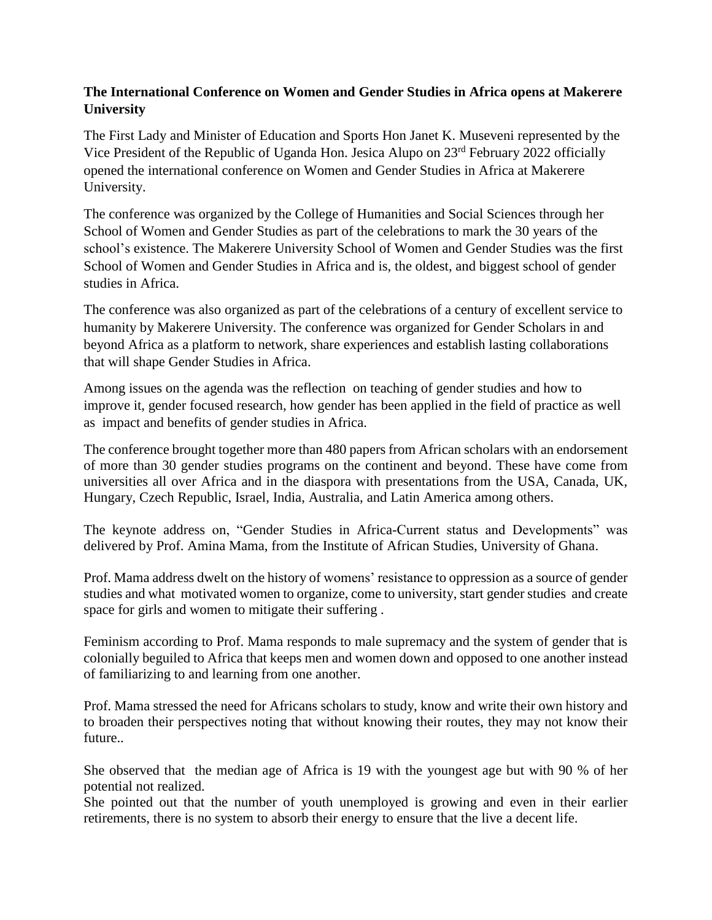**The International Conference on Women and Gender Studies in Africa opens at Makerere University**

The First Lady and Minister of Education and Sports Hon Janet K. Museveni represented by the Vice President of the Republic of Uganda Hon. Jesica Alupo on 23rd February 2022 officially opened the international conference on Women and Gender Studies in Africa at Makerere University.

The conference was organized by the College of Humanities and Social Sciences through her School of Women and Gender Studies as part of the celebrations to mark the 30 years of the school's existence. The Makerere University School of Women and Gender Studies was the first School of Women and Gender Studies in Africa and is, the oldest, and biggest school of gender studies in Africa.

The conference was also organized as part of the celebrations of a century of excellent service to humanity by Makerere University. The conference was organized for Gender Scholars in and beyond Africa as a platform to network, share experiences and establish lasting collaborations that will shape Gender Studies in Africa.

Among issues on the agenda was the reflection on teaching of gender studies and how to improve it, gender focused research, how gender has been applied in the field of practice as well as impact and benefits of gender studies in Africa.

The conference brought together more than 480 papers from African scholars with an endorsement of more than 30 gender studies programs on the continent and beyond. These have come from universities all over Africa and in the diaspora with presentations from the USA, Canada, UK, Hungary, Czech Republic, Israel, India, Australia, and Latin America among others.

The keynote address on, "Gender Studies in Africa-Current status and Developments" was delivered by Prof. Amina Mama, from the Institute of African Studies, University of Ghana.

Prof. Mama address dwelt on the history of womens' resistance to oppression as a source of gender studies and what motivated women to organize, come to university, start gender studies and create space for girls and women to mitigate their suffering .

Feminism according to Prof. Mama responds to male supremacy and the system of gender that is colonially beguiled to Africa that keeps men and women down and opposed to one another instead of familiarizing to and learning from one another.

Prof. Mama stressed the need for Africans scholars to study, know and write their own history and to broaden their perspectives noting that without knowing their routes, they may not know their future..

She observed that the median age of Africa is 19 with the youngest age but with 90 % of her potential not realized.
She pointed out that the number of youth unemployed is growing and even in their earlier retirements, there is no system to absorb their energy to ensure that the live a decent life.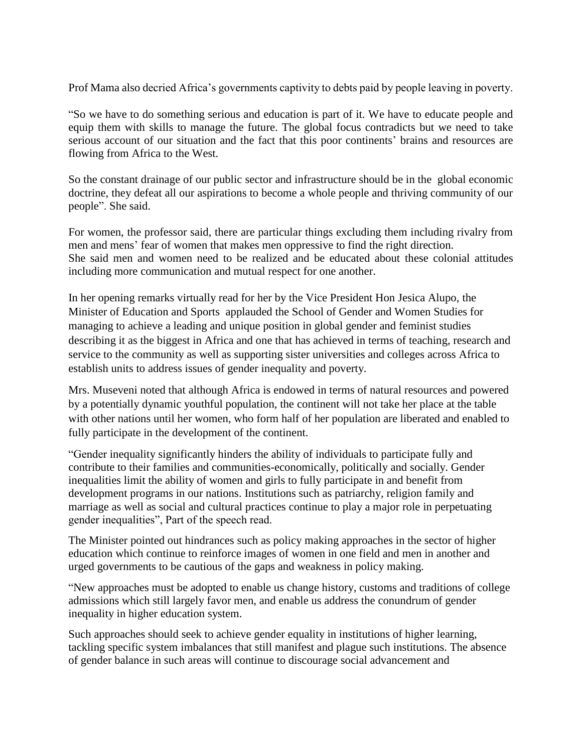Prof Mama also decried Africa's governments captivity to debts paid by people leaving in poverty.

"So we have to do something serious and education is part of it. We have to educate people and equip them with skills to manage the future. The global focus contradicts but we need to take serious account of our situation and the fact that this poor continents' brains and resources are flowing from Africa to the West.

So the constant drainage of our public sector and infrastructure should be in the global economic doctrine, they defeat all our aspirations to become a whole people and thriving community of our people". She said.

For women, the professor said, there are particular things excluding them including rivalry from men and mens' fear of women that makes men oppressive to find the right direction.
She said men and women need to be realized and be educated about these colonial attitudes including more communication and mutual respect for one another.

In her opening remarks virtually read for her by the Vice President Hon Jesica Alupo, the Minister of Education and Sports applauded the School of Gender and Women Studies for managing to achieve a leading and unique position in global gender and feminist studies describing it as the biggest in Africa and one that has achieved in terms of teaching, research and service to the community as well as supporting sister universities and colleges across Africa to establish units to address issues of gender inequality and poverty.

Mrs. Museveni noted that although Africa is endowed in terms of natural resources and powered by a potentially dynamic youthful population, the continent will not take her place at the table with other nations until her women, who form half of her population are liberated and enabled to fully participate in the development of the continent.

"Gender inequality significantly hinders the ability of individuals to participate fully and contribute to their families and communities-economically, politically and socially. Gender inequalities limit the ability of women and girls to fully participate in and benefit from development programs in our nations. Institutions such as patriarchy, religion family and marriage as well as social and cultural practices continue to play a major role in perpetuating gender inequalities", Part of the speech read.

The Minister pointed out hindrances such as policy making approaches in the sector of higher education which continue to reinforce images of women in one field and men in another and urged governments to be cautious of the gaps and weakness in policy making.

"New approaches must be adopted to enable us change history, customs and traditions of college admissions which still largely favor men, and enable us address the conundrum of gender inequality in higher education system.

Such approaches should seek to achieve gender equality in institutions of higher learning, tackling specific system imbalances that still manifest and plague such institutions. The absence of gender balance in such areas will continue to discourage social advancement and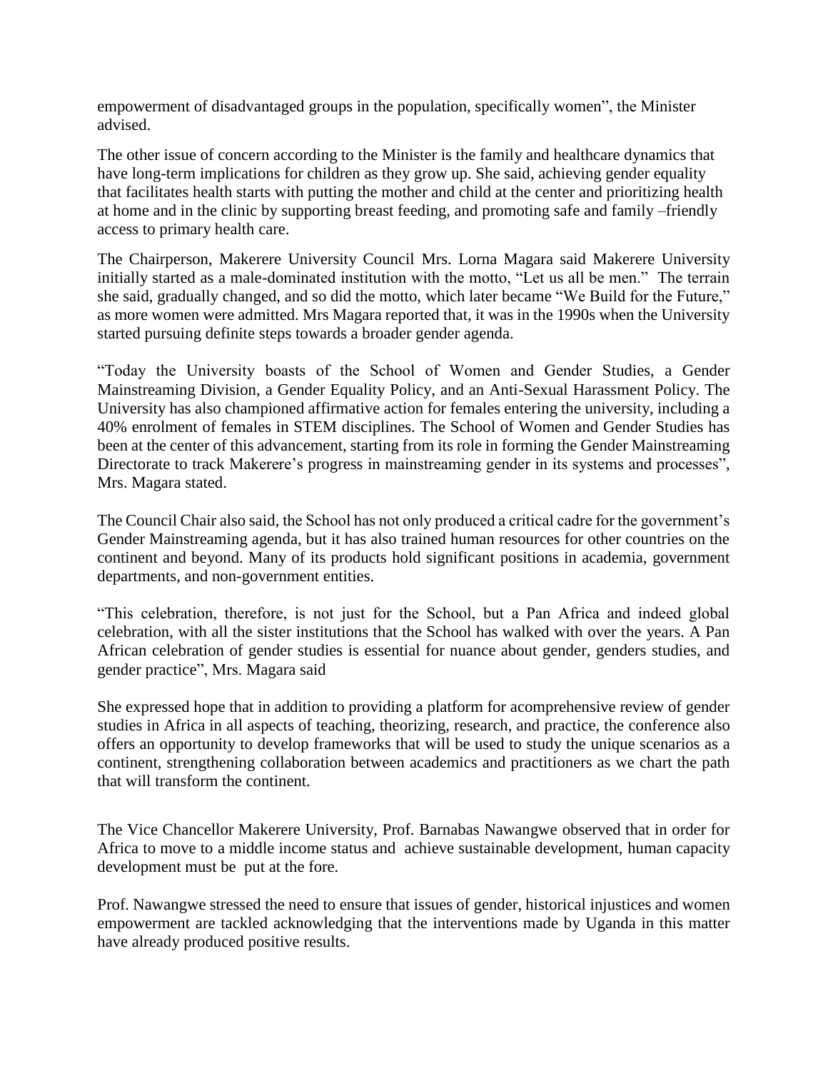empowerment of disadvantaged groups in the population, specifically women", the Minister advised.

The other issue of concern according to the Minister is the family and healthcare dynamics that have long-term implications for children as they grow up. She said, achieving gender equality that facilitates health starts with putting the mother and child at the center and prioritizing health at home and in the clinic by supporting breast feeding, and promoting safe and family –friendly access to primary health care.

The Chairperson, Makerere University Council Mrs. Lorna Magara said Makerere University initially started as a male-dominated institution with the motto, "Let us all be men." The terrain she said, gradually changed, and so did the motto, which later became "We Build for the Future," as more women were admitted. Mrs Magara reported that, it was in the 1990s when the University started pursuing definite steps towards a broader gender agenda.

"Today the University boasts of the School of Women and Gender Studies, a Gender Mainstreaming Division, a Gender Equality Policy, and an Anti-Sexual Harassment Policy. The University has also championed affirmative action for females entering the university, including a 40% enrolment of females in STEM disciplines. The School of Women and Gender Studies has been at the center of this advancement, starting from its role in forming the Gender Mainstreaming Directorate to track Makerere's progress in mainstreaming gender in its systems and processes", Mrs. Magara stated.

The Council Chair also said, the School has not only produced a critical cadre for the government's Gender Mainstreaming agenda, but it has also trained human resources for other countries on the continent and beyond. Many of its products hold significant positions in academia, government departments, and non-government entities.

"This celebration, therefore, is not just for the School, but a Pan Africa and indeed global celebration, with all the sister institutions that the School has walked with over the years. A Pan African celebration of gender studies is essential for nuance about gender, genders studies, and gender practice", Mrs. Magara said

She expressed hope that in addition to providing a platform for acomprehensive review of gender studies in Africa in all aspects of teaching, theorizing, research, and practice, the conference also offers an opportunity to develop frameworks that will be used to study the unique scenarios as a continent, strengthening collaboration between academics and practitioners as we chart the path that will transform the continent.

The Vice Chancellor Makerere University, Prof. Barnabas Nawangwe observed that in order for Africa to move to a middle income status and achieve sustainable development, human capacity development must be put at the fore.

Prof. Nawangwe stressed the need to ensure that issues of gender, historical injustices and women empowerment are tackled acknowledging that the interventions made by Uganda in this matter have already produced positive results.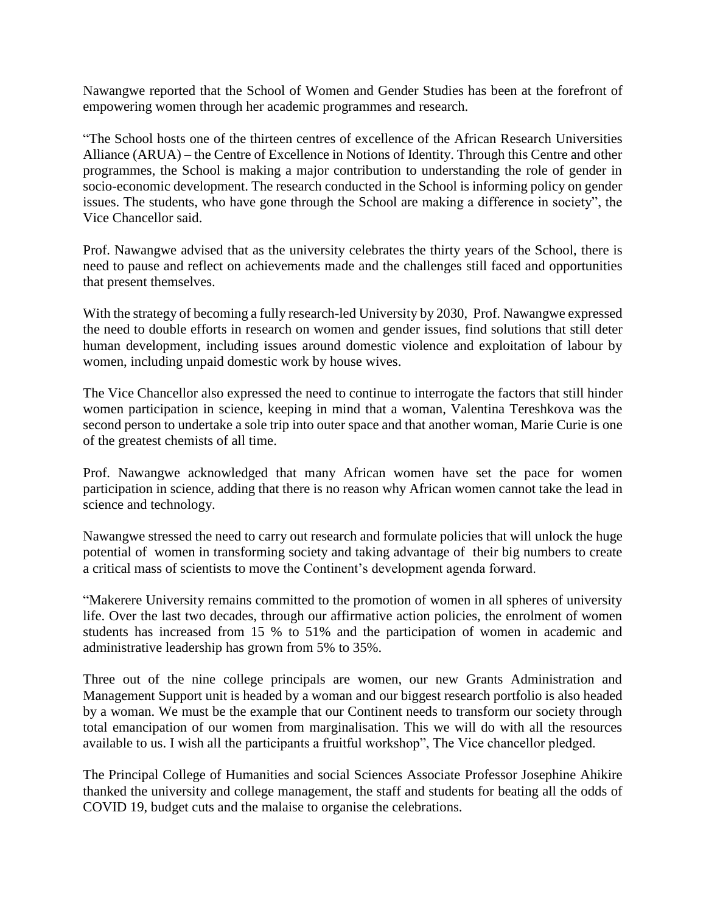Nawangwe reported that the School of Women and Gender Studies has been at the forefront of empowering women through her academic programmes and research.

"The School hosts one of the thirteen centres of excellence of the African Research Universities Alliance (ARUA) – the Centre of Excellence in Notions of Identity. Through this Centre and other programmes, the School is making a major contribution to understanding the role of gender in socio-economic development. The research conducted in the School is informing policy on gender issues. The students, who have gone through the School are making a difference in society", the Vice Chancellor said.

Prof. Nawangwe advised that as the university celebrates the thirty years of the School, there is need to pause and reflect on achievements made and the challenges still faced and opportunities that present themselves.

With the strategy of becoming a fully research-led University by 2030, Prof. Nawangwe expressed the need to double efforts in research on women and gender issues, find solutions that still deter human development, including issues around domestic violence and exploitation of labour by women, including unpaid domestic work by house wives.

The Vice Chancellor also expressed the need to continue to interrogate the factors that still hinder women participation in science, keeping in mind that a woman, Valentina Tereshkova was the second person to undertake a sole trip into outer space and that another woman, Marie Curie is one of the greatest chemists of all time.

Prof. Nawangwe acknowledged that many African women have set the pace for women participation in science, adding that there is no reason why African women cannot take the lead in science and technology.

Nawangwe stressed the need to carry out research and formulate policies that will unlock the huge potential of women in transforming society and taking advantage of their big numbers to create a critical mass of scientists to move the Continent's development agenda forward.

"Makerere University remains committed to the promotion of women in all spheres of university life. Over the last two decades, through our affirmative action policies, the enrolment of women students has increased from 15 % to 51% and the participation of women in academic and administrative leadership has grown from 5% to 35%.

Three out of the nine college principals are women, our new Grants Administration and Management Support unit is headed by a woman and our biggest research portfolio is also headed by a woman. We must be the example that our Continent needs to transform our society through total emancipation of our women from marginalisation. This we will do with all the resources available to us. I wish all the participants a fruitful workshop", The Vice chancellor pledged.

The Principal College of Humanities and social Sciences Associate Professor Josephine Ahikire thanked the university and college management, the staff and students for beating all the odds of COVID 19, budget cuts and the malaise to organise the celebrations.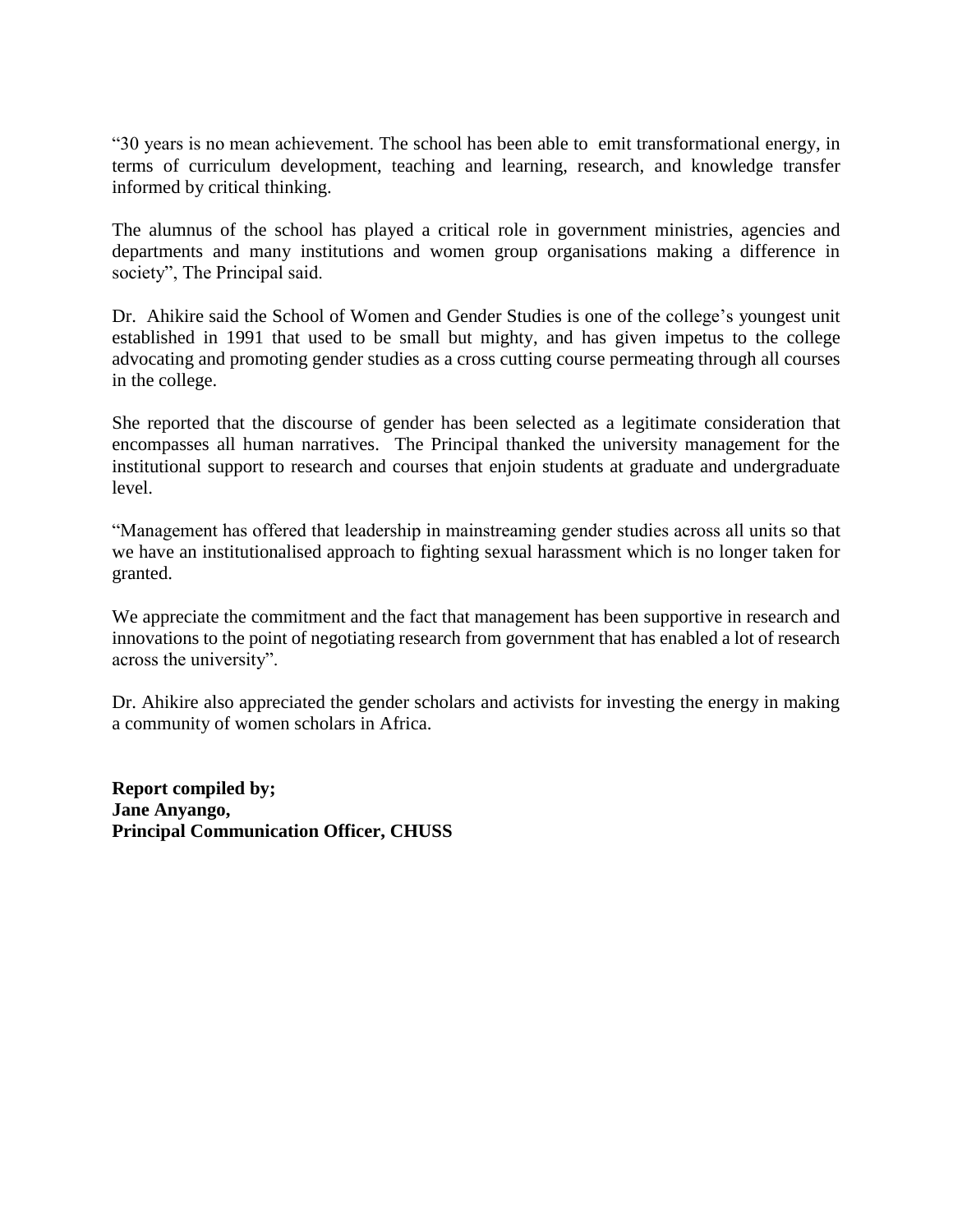"30 years is no mean achievement. The school has been able to emit transformational energy, in terms of curriculum development, teaching and learning, research, and knowledge transfer informed by critical thinking.

The alumnus of the school has played a critical role in government ministries, agencies and departments and many institutions and women group organisations making a difference in society", The Principal said.

Dr. Ahikire said the School of Women and Gender Studies is one of the college's youngest unit established in 1991 that used to be small but mighty, and has given impetus to the college advocating and promoting gender studies as a cross cutting course permeating through all courses in the college.

She reported that the discourse of gender has been selected as a legitimate consideration that encompasses all human narratives. The Principal thanked the university management for the institutional support to research and courses that enjoin students at graduate and undergraduate level.

"Management has offered that leadership in mainstreaming gender studies across all units so that we have an institutionalised approach to fighting sexual harassment which is no longer taken for granted.

We appreciate the commitment and the fact that management has been supportive in research and innovations to the point of negotiating research from government that has enabled a lot of research across the university".

Dr. Ahikire also appreciated the gender scholars and activists for investing the energy in making a community of women scholars in Africa.

**Report compiled by;**
**Jane Anyango,**
**Principal Communication Officer, CHUSS**